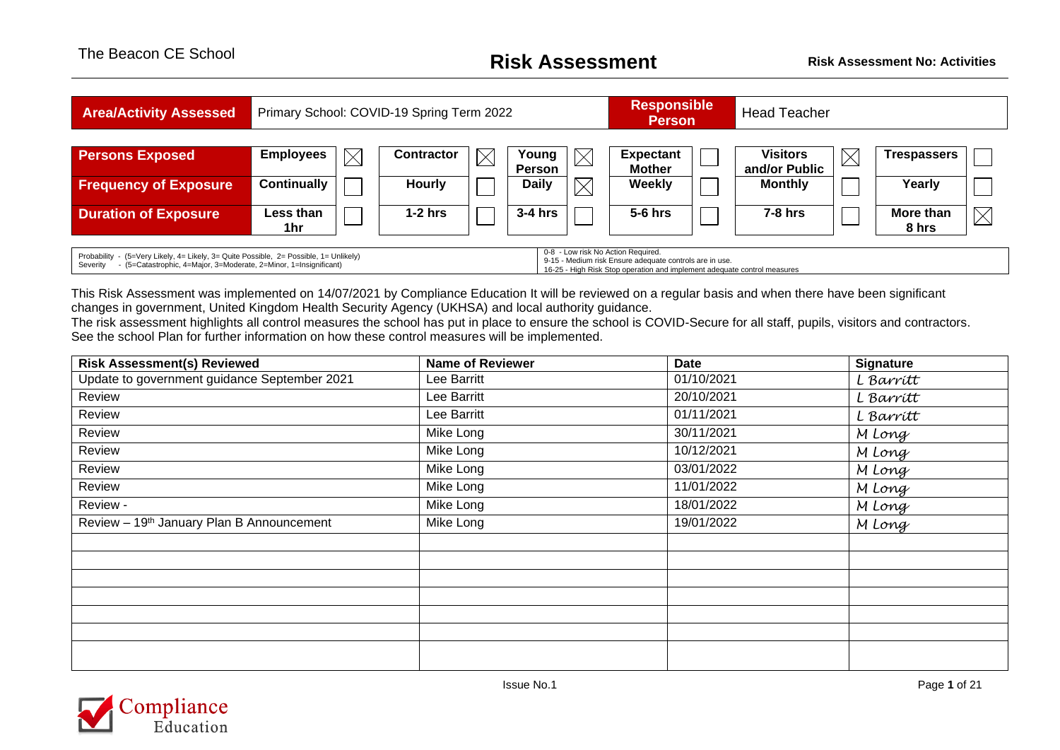The Beacon CE School

# Risk Assessment

**Risk Assessment No: Activities**

| **Area/Activity Assessed** | Primary School: COVID-19 Spring Term 2022 | **Responsible Person** | Head Teacher |
|---|---|---|---|

| | | | | | | | | | | | | |
|---|---|---|---|---|---|---|---|---|---|---|---|---|
| **Persons Exposed** | **Employees** | ☒ | **Contractor** | ☒ | **Young Person** | ☒ | **Expectant Mother** | ☐ | **Visitors and/or Public** | ☒ | **Trespassers** | ☐ |
| **Frequency of Exposure** | **Continually** | ☐ | **Hourly** | ☐ | **Daily** | ☒ | **Weekly** | ☐ | **Monthly** | ☐ | **Yearly** | ☐ |
| **Duration of Exposure** | **Less than 1hr** | ☐ | **1-2 hrs** | ☐ | **3-4 hrs** | ☐ | **5-6 hrs** | ☐ | **7-8 hrs** | ☐ | **More than 8 hrs** | ☒ |

| | |
|---|---|
| Probability - (5=Very Likely, 4= Likely, 3= Quite Possible, 2= Possible, 1= Unlikely)<br>Severity - (5=Catastrophic, 4=Major, 3=Moderate, 2=Minor, 1=Insignificant) | 0-8 - Low risk No Action Required.<br>9-15 - Medium risk Ensure adequate controls are in use.<br>16-25 - High Risk Stop operation and implement adequate control measures |

This Risk Assessment was implemented on 14/07/2021 by Compliance Education It will be reviewed on a regular basis and when there have been significant changes in government, United Kingdom Health Security Agency (UKHSA) and local authority guidance.
The risk assessment highlights all control measures the school has put in place to ensure the school is COVID-Secure for all staff, pupils, visitors and contractors. See the school Plan for further information on how these control measures will be implemented.

| Risk Assessment(s) Reviewed | Name of Reviewer | Date | Signature |
|---|---|---|---|
| Update to government guidance September 2021 | Lee Barritt | 01/10/2021 | L Barritt |
| Review | Lee Barritt | 20/10/2021 | L Barritt |
| Review | Lee Barritt | 01/11/2021 | L Barritt |
| Review | Mike Long | 30/11/2021 | M Long |
| Review | Mike Long | 10/12/2021 | M Long |
| Review | Mike Long | 03/01/2022 | M Long |
| Review | Mike Long | 11/01/2022 | M Long |
| Review - | Mike Long | 18/01/2022 | M Long |
| Review – 19th January Plan B Announcement | Mike Long | 19/01/2022 | M Long |
| | | | |
| | | | |
| | | | |
| | | | |
| | | | |
| | | | |
| | | | |

Issue No.1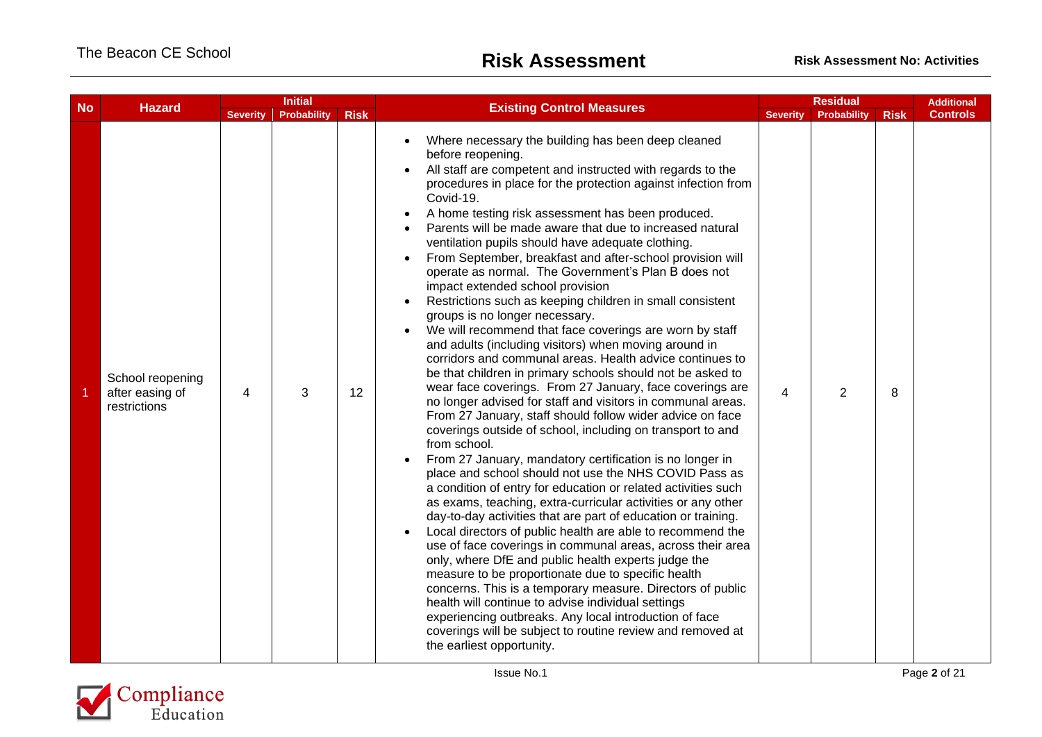| No | Hazard | Initial | | | Existing Control Measures | Residual | | | Additional Controls |
|---|---|---|---|---|---|---|---|---|---|
| | | Severity | Probability | Risk | | Severity | Probability | Risk | |
| 1 | School reopening after easing of restrictions | 4 | 3 | 12 | • Where necessary the building has been deep cleaned before reopening.<br>• All staff are competent and instructed with regards to the procedures in place for the protection against infection from Covid-19.<br>• A home testing risk assessment has been produced.<br>• Parents will be made aware that due to increased natural ventilation pupils should have adequate clothing.<br>• From September, breakfast and after-school provision will operate as normal. The Government's Plan B does not impact extended school provision<br>• Restrictions such as keeping children in small consistent groups is no longer necessary.<br>• We will recommend that face coverings are worn by staff and adults (including visitors) when moving around in corridors and communal areas. Health advice continues to be that children in primary schools should not be asked to wear face coverings. From 27 January, face coverings are no longer advised for staff and visitors in communal areas. From 27 January, staff should follow wider advice on face coverings outside of school, including on transport to and from school.<br>• From 27 January, mandatory certification is no longer in place and school should not use the NHS COVID Pass as a condition of entry for education or related activities such as exams, teaching, extra-curricular activities or any other day-to-day activities that are part of education or training.<br>• Local directors of public health are able to recommend the use of face coverings in communal areas, across their area only, where DfE and public health experts judge the measure to be proportionate due to specific health concerns. This is a temporary measure. Directors of public health will continue to advise individual settings experiencing outbreaks. Any local introduction of face coverings will be subject to routine review and removed at the earliest opportunity. | 4 | 2 | 8 | |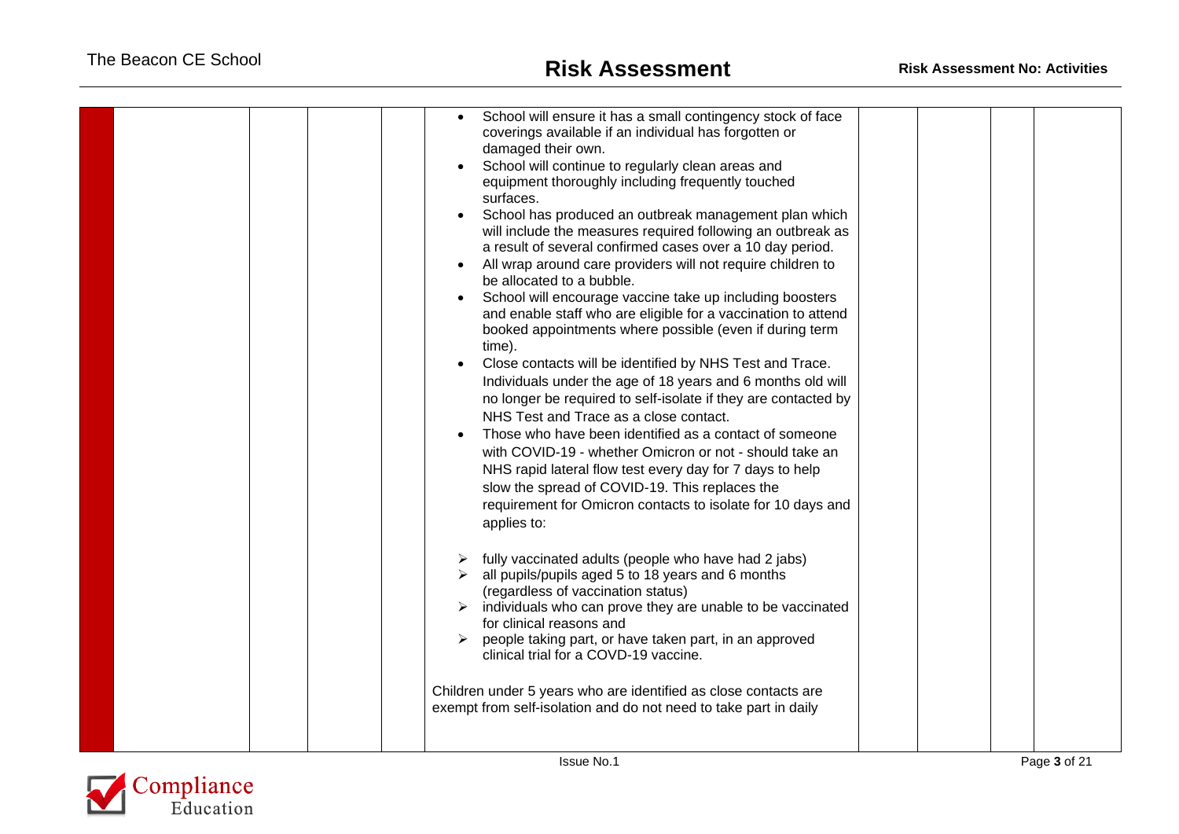| | | | | | | | | | |
|---|---|---|---|---|---|---|---|---|---|
| | | | | • School will ensure it has a small contingency stock of face coverings available if an individual has forgotten or damaged their own.<br>• School will continue to regularly clean areas and equipment thoroughly including frequently touched surfaces.<br>• School has produced an outbreak management plan which will include the measures required following an outbreak as a result of several confirmed cases over a 10 day period.<br>• All wrap around care providers will not require children to be allocated to a bubble.<br>• School will encourage vaccine take up including boosters and enable staff who are eligible for a vaccination to attend booked appointments where possible (even if during term time).<br>• Close contacts will be identified by NHS Test and Trace. Individuals under the age of 18 years and 6 months old will no longer be required to self-isolate if they are contacted by NHS Test and Trace as a close contact.<br>• Those who have been identified as a contact of someone with COVID-19 - whether Omicron or not - should take an NHS rapid lateral flow test every day for 7 days to help slow the spread of COVID-19. This replaces the requirement for Omicron contacts to isolate for 10 days and applies to:<br><br>➢ fully vaccinated adults (people who have had 2 jabs)<br>➢ all pupils/pupils aged 5 to 18 years and 6 months (regardless of vaccination status)<br>➢ individuals who can prove they are unable to be vaccinated for clinical reasons and<br>➢ people taking part, or have taken part, in an approved clinical trial for a COVD-19 vaccine.<br><br>Children under 5 years who are identified as close contacts are exempt from self-isolation and do not need to take part in daily | | | | |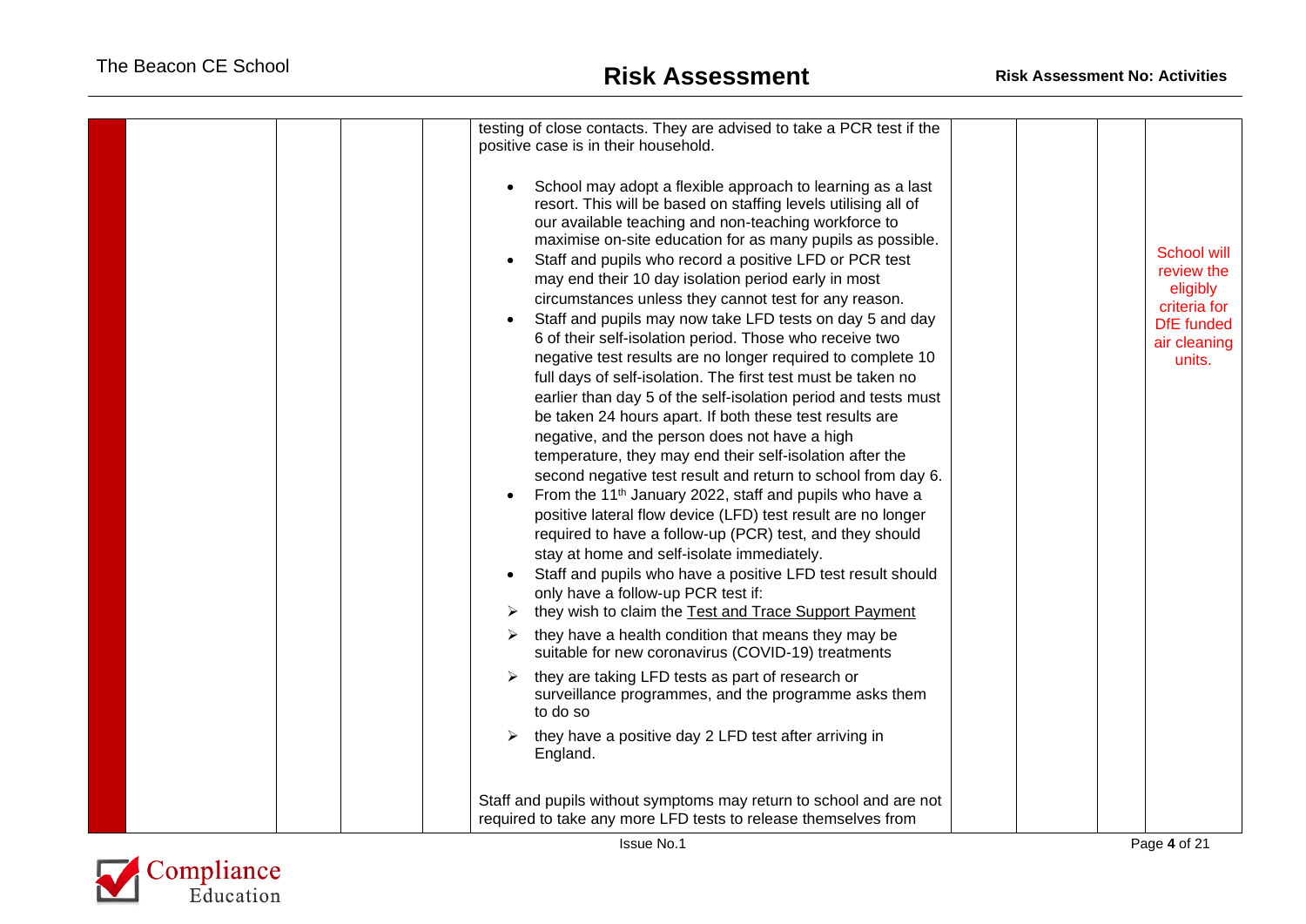| | | | | | | | | |
|---|---|---|---|---|---|---|---|---|
| | | | | testing of close contacts. They are advised to take a PCR test if the positive case is in their household.<br><br>• School may adopt a flexible approach to learning as a last resort. This will be based on staffing levels utilising all of our available teaching and non-teaching workforce to maximise on-site education for as many pupils as possible.<br>• Staff and pupils who record a positive LFD or PCR test may end their 10 day isolation period early in most circumstances unless they cannot test for any reason.<br>• Staff and pupils may now take LFD tests on day 5 and day 6 of their self-isolation period. Those who receive two negative test results are no longer required to complete 10 full days of self-isolation. The first test must be taken no earlier than day 5 of the self-isolation period and tests must be taken 24 hours apart. If both these test results are negative, and the person does not have a high temperature, they may end their self-isolation after the second negative test result and return to school from day 6.<br>• From the 11th January 2022, staff and pupils who have a positive lateral flow device (LFD) test result are no longer required to have a follow-up (PCR) test, and they should stay at home and self-isolate immediately.<br>• Staff and pupils who have a positive LFD test result should only have a follow-up PCR test if:<br>➢ they wish to claim the Test and Trace Support Payment<br>➢ they have a health condition that means they may be suitable for new coronavirus (COVID-19) treatments<br>➢ they are taking LFD tests as part of research or surveillance programmes, and the programme asks them to do so<br>➢ they have a positive day 2 LFD test after arriving in England.<br><br>Staff and pupils without symptoms may return to school and are not required to take any more LFD tests to release themselves from | | | | School will review the eligibly criteria for DfE funded air cleaning units. |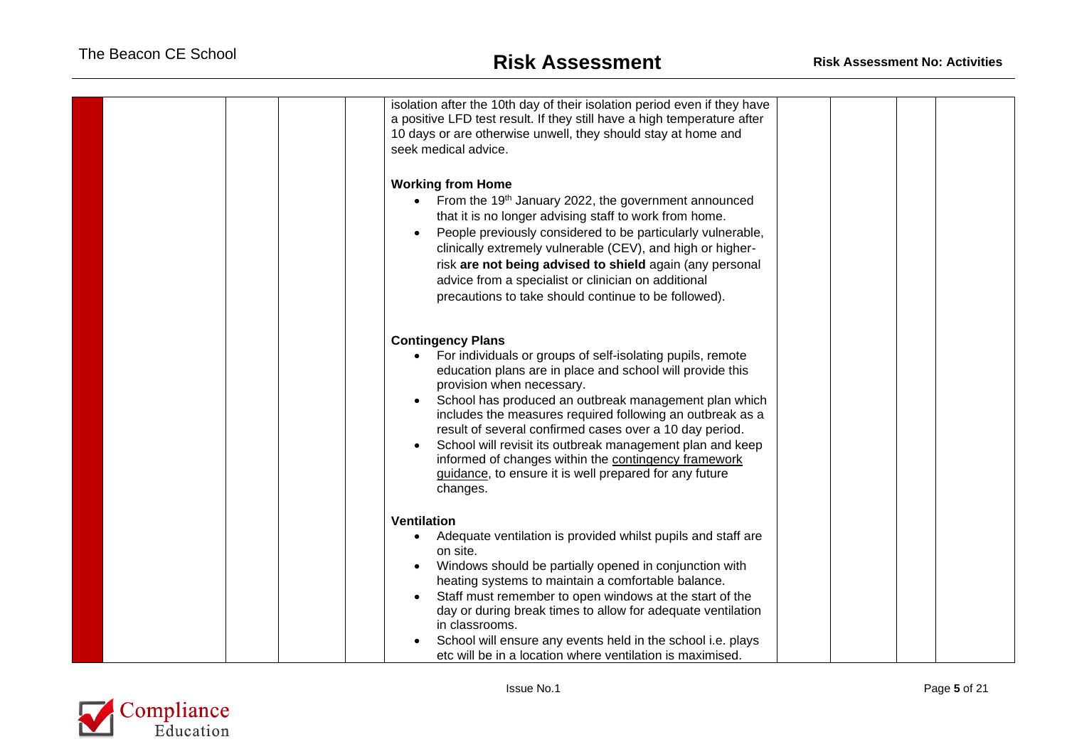| | | | | | | | | |
|---|---|---|---|---|---|---|---|---|
| | | | | isolation after the 10th day of their isolation period even if they have a positive LFD test result. If they still have a high temperature after 10 days or are otherwise unwell, they should stay at home and seek medical advice.<br><br>**Working from Home**<br>• From the 19th January 2022, the government announced that it is no longer advising staff to work from home.<br>• People previously considered to be particularly vulnerable, clinically extremely vulnerable (CEV), and high or higher-risk **are not being advised to shield** again (any personal advice from a specialist or clinician on additional precautions to take should continue to be followed).<br><br>**Contingency Plans**<br>• For individuals or groups of self-isolating pupils, remote education plans are in place and school will provide this provision when necessary.<br>• School has produced an outbreak management plan which includes the measures required following an outbreak as a result of several confirmed cases over a 10 day period.<br>• School will revisit its outbreak management plan and keep informed of changes within the contingency framework guidance, to ensure it is well prepared for any future changes.<br><br>**Ventilation**<br>• Adequate ventilation is provided whilst pupils and staff are on site.<br>• Windows should be partially opened in conjunction with heating systems to maintain a comfortable balance.<br>• Staff must remember to open windows at the start of the day or during break times to allow for adequate ventilation in classrooms.<br>• School will ensure any events held in the school i.e. plays etc will be in a location where ventilation is maximised. | | | | |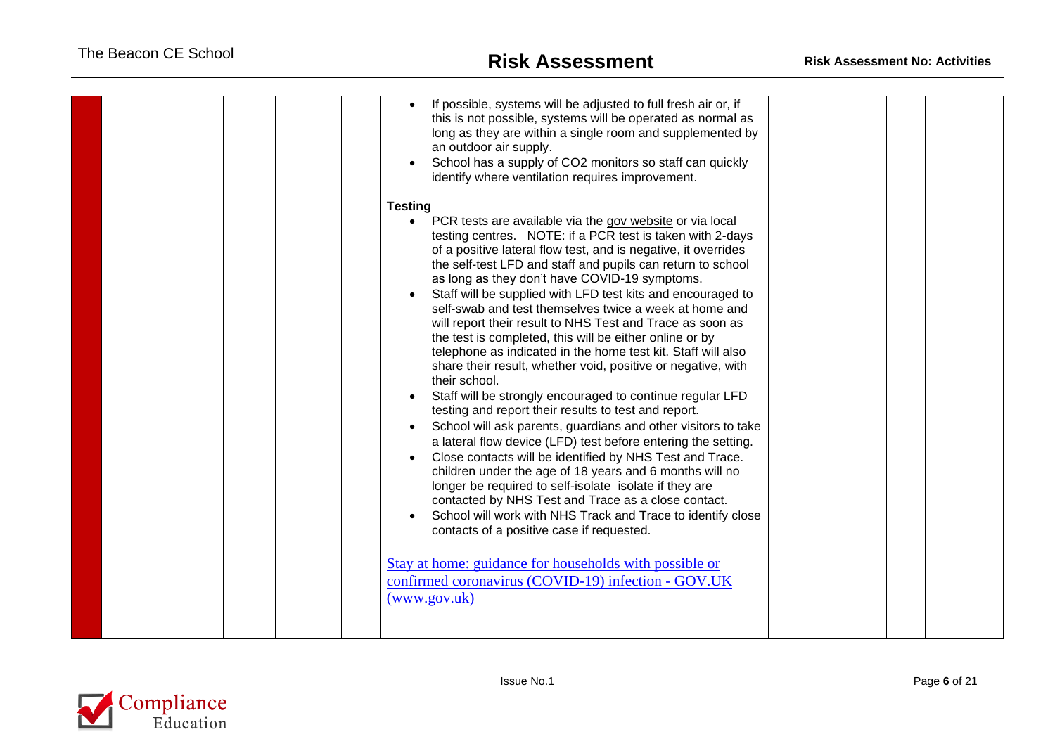| | | | | | | | | | |
|---|---|---|---|---|---|---|---|---|---|
| | | | | | • If possible, systems will be adjusted to full fresh air or, if this is not possible, systems will be operated as normal as long as they are within a single room and supplemented by an outdoor air supply.<br>• School has a supply of CO2 monitors so staff can quickly identify where ventilation requires improvement.<br><br>**Testing**<br>• PCR tests are available via the gov website or via local testing centres. NOTE: if a PCR test is taken with 2-days of a positive lateral flow test, and is negative, it overrides the self-test LFD and staff and pupils can return to school as long as they don't have COVID-19 symptoms.<br>• Staff will be supplied with LFD test kits and encouraged to self-swab and test themselves twice a week at home and will report their result to NHS Test and Trace as soon as the test is completed, this will be either online or by telephone as indicated in the home test kit. Staff will also share their result, whether void, positive or negative, with their school.<br>• Staff will be strongly encouraged to continue regular LFD testing and report their results to test and report.<br>• School will ask parents, guardians and other visitors to take a lateral flow device (LFD) test before entering the setting.<br>• Close contacts will be identified by NHS Test and Trace. children under the age of 18 years and 6 months will no longer be required to self-isolate isolate if they are contacted by NHS Test and Trace as a close contact.<br>• School will work with NHS Track and Trace to identify close contacts of a positive case if requested.<br><br>Stay at home: guidance for households with possible or confirmed coronavirus (COVID-19) infection - GOV.UK (www.gov.uk) | | | | |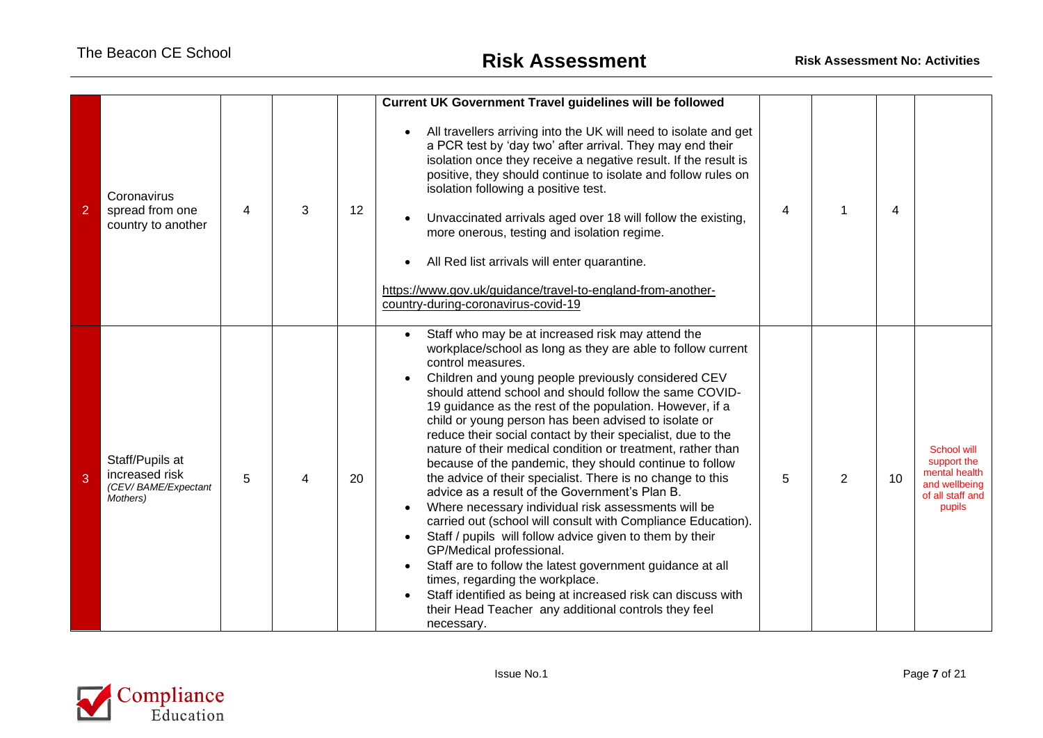| | | | | | | | | | |
|---|---|---|---|---|---|---|---|---|---|
| 2 | Coronavirus spread from one country to another | 4 | 3 | 12 | **Current UK Government Travel guidelines will be followed**<br><br>• All travellers arriving into the UK will need to isolate and get a PCR test by 'day two' after arrival. They may end their isolation once they receive a negative result. If the result is positive, they should continue to isolate and follow rules on isolation following a positive test.<br><br>• Unvaccinated arrivals aged over 18 will follow the existing, more onerous, testing and isolation regime.<br><br>• All Red list arrivals will enter quarantine.<br><br>https://www.gov.uk/guidance/travel-to-england-from-another-country-during-coronavirus-covid-19 | 4 | 1 | 4 | |
| 3 | Staff/Pupils at increased risk *(CEV/ BAME/Expectant Mothers)* | 5 | 4 | 20 | • Staff who may be at increased risk may attend the workplace/school as long as they are able to follow current control measures.<br>• Children and young people previously considered CEV should attend school and should follow the same COVID-19 guidance as the rest of the population. However, if a child or young person has been advised to isolate or reduce their social contact by their specialist, due to the nature of their medical condition or treatment, rather than because of the pandemic, they should continue to follow the advice of their specialist. There is no change to this advice as a result of the Government's Plan B.<br>• Where necessary individual risk assessments will be carried out (school will consult with Compliance Education).<br>• Staff / pupils will follow advice given to them by their GP/Medical professional.<br>• Staff are to follow the latest government guidance at all times, regarding the workplace.<br>• Staff identified as being at increased risk can discuss with their Head Teacher any additional controls they feel necessary. | 5 | 2 | 10 | School will support the mental health and wellbeing of all staff and pupils |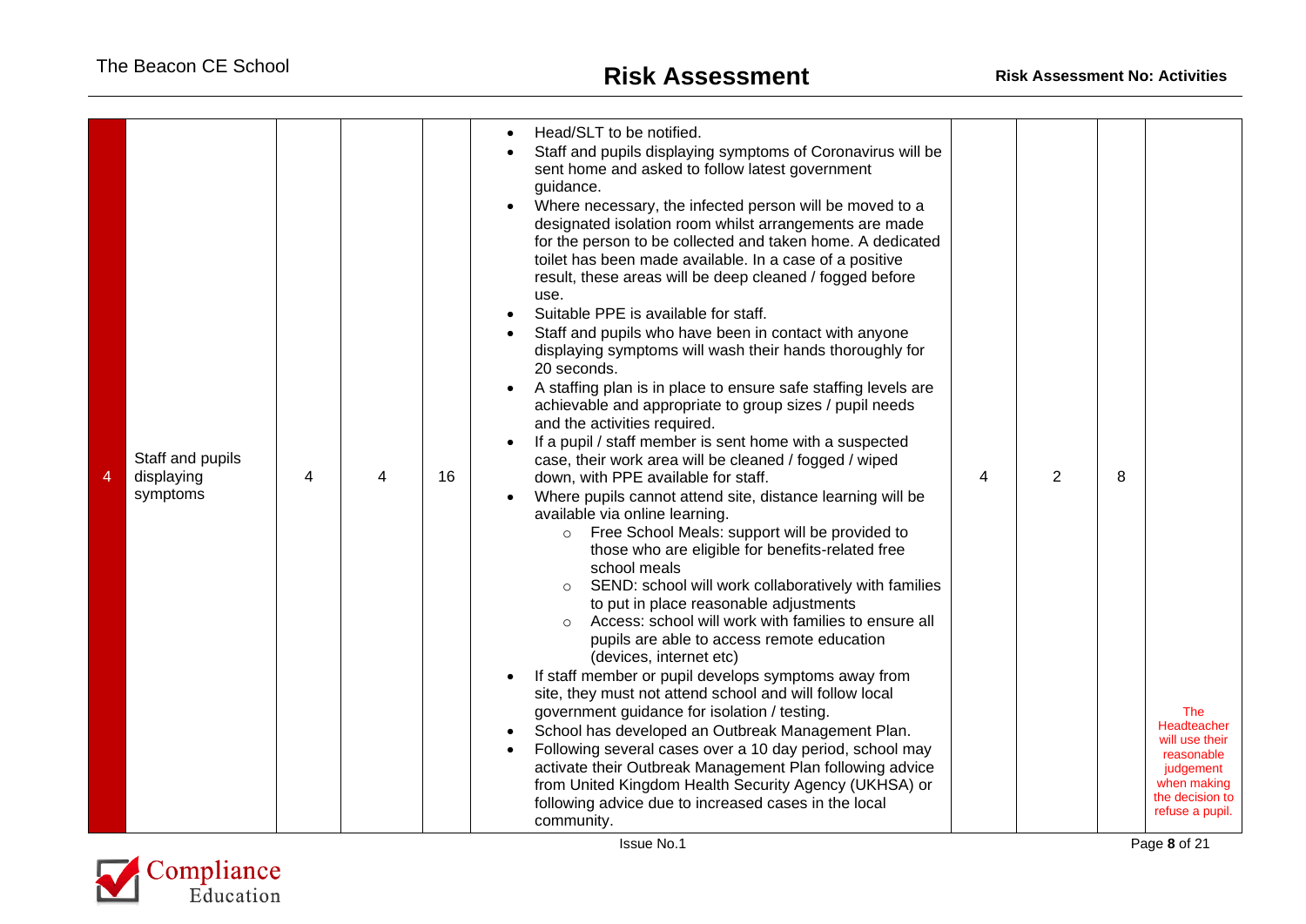| 4 | Staff and pupils displaying symptoms | 4 | 4 | 16 | <ul><li>Head/SLT to be notified.</li><li>Staff and pupils displaying symptoms of Coronavirus will be sent home and asked to follow latest government guidance.</li><li>Where necessary, the infected person will be moved to a designated isolation room whilst arrangements are made for the person to be collected and taken home. A dedicated toilet has been made available. In a case of a positive result, these areas will be deep cleaned / fogged before use.</li><li>Suitable PPE is available for staff.</li><li>Staff and pupils who have been in contact with anyone displaying symptoms will wash their hands thoroughly for 20 seconds.</li><li>A staffing plan is in place to ensure safe staffing levels are achievable and appropriate to group sizes / pupil needs and the activities required.</li><li>If a pupil / staff member is sent home with a suspected case, their work area will be cleaned / fogged / wiped down, with PPE available for staff.</li><li>Where pupils cannot attend site, distance learning will be available via online learning.<ul><li>Free School Meals: support will be provided to those who are eligible for benefits-related free school meals</li><li>SEND: school will work collaboratively with families to put in place reasonable adjustments</li><li>Access: school will work with families to ensure all pupils are able to access remote education (devices, internet etc)</li></ul></li><li>If staff member or pupil develops symptoms away from site, they must not attend school and will follow local government guidance for isolation / testing.</li><li>School has developed an Outbreak Management Plan.</li><li>Following several cases over a 10 day period, school may activate their Outbreak Management Plan following advice from United Kingdom Health Security Agency (UKHSA) or following advice due to increased cases in the local community.</li></ul> | 4 | 2 | 8 | The Headteacher will use their reasonable judgement when making the decision to refuse a pupil. |
|---|---|---|---|---|---|---|---|---|---|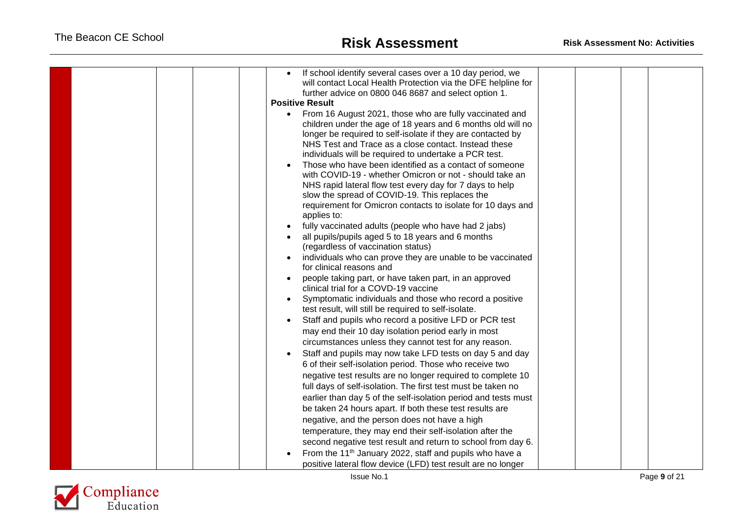|  |  |  |  |  |  |  |  |  |
|---|---|---|---|---|---|---|---|---|
|  |  |  |  | • If school identify several cases over a 10 day period, we will contact Local Health Protection via the DFE helpline for further advice on 0800 046 8687 and select option 1.<br>**Positive Result**<br>• From 16 August 2021, those who are fully vaccinated and children under the age of 18 years and 6 months old will no longer be required to self-isolate if they are contacted by NHS Test and Trace as a close contact. Instead these individuals will be required to undertake a PCR test.<br>• Those who have been identified as a contact of someone with COVID-19 - whether Omicron or not - should take an NHS rapid lateral flow test every day for 7 days to help slow the spread of COVID-19. This replaces the requirement for Omicron contacts to isolate for 10 days and applies to:<br>• fully vaccinated adults (people who have had 2 jabs)<br>• all pupils/pupils aged 5 to 18 years and 6 months (regardless of vaccination status)<br>• individuals who can prove they are unable to be vaccinated for clinical reasons and<br>• people taking part, or have taken part, in an approved clinical trial for a COVD-19 vaccine<br>• Symptomatic individuals and those who record a positive test result, will still be required to self-isolate.<br>• Staff and pupils who record a positive LFD or PCR test may end their 10 day isolation period early in most circumstances unless they cannot test for any reason.<br>• Staff and pupils may now take LFD tests on day 5 and day 6 of their self-isolation period. Those who receive two negative test results are no longer required to complete 10 full days of self-isolation. The first test must be taken no earlier than day 5 of the self-isolation period and tests must be taken 24 hours apart. If both these test results are negative, and the person does not have a high temperature, they may end their self-isolation after the second negative test result and return to school from day 6.<br>• From the 11th January 2022, staff and pupils who have a positive lateral flow device (LFD) test result are no longer |  |  |  |  |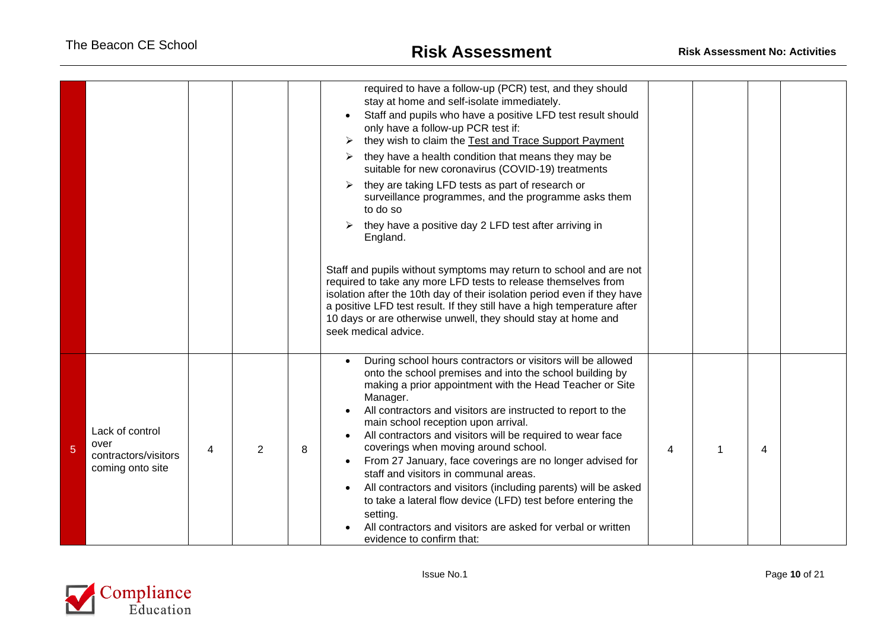| | | | | | | | | | |
|---|---|---|---|---|---|---|---|---|---|
| | | | | | required to have a follow-up (PCR) test, and they should stay at home and self-isolate immediately.<br>• Staff and pupils who have a positive LFD test result should only have a follow-up PCR test if:<br>➢ they wish to claim the Test and Trace Support Payment<br>➢ they have a health condition that means they may be suitable for new coronavirus (COVID-19) treatments<br>➢ they are taking LFD tests as part of research or surveillance programmes, and the programme asks them to do so<br>➢ they have a positive day 2 LFD test after arriving in England.<br><br>Staff and pupils without symptoms may return to school and are not required to take any more LFD tests to release themselves from isolation after the 10th day of their isolation period even if they have a positive LFD test result. If they still have a high temperature after 10 days or are otherwise unwell, they should stay at home and seek medical advice. | | | | |
| 5 | Lack of control over contractors/visitors coming onto site | 4 | 2 | 8 | • During school hours contractors or visitors will be allowed onto the school premises and into the school building by making a prior appointment with the Head Teacher or Site Manager.<br>• All contractors and visitors are instructed to report to the main school reception upon arrival.<br>• All contractors and visitors will be required to wear face coverings when moving around school.<br>• From 27 January, face coverings are no longer advised for staff and visitors in communal areas.<br>• All contractors and visitors (including parents) will be asked to take a lateral flow device (LFD) test before entering the setting.<br>• All contractors and visitors are asked for verbal or written evidence to confirm that: | 4 | 1 | 4 | |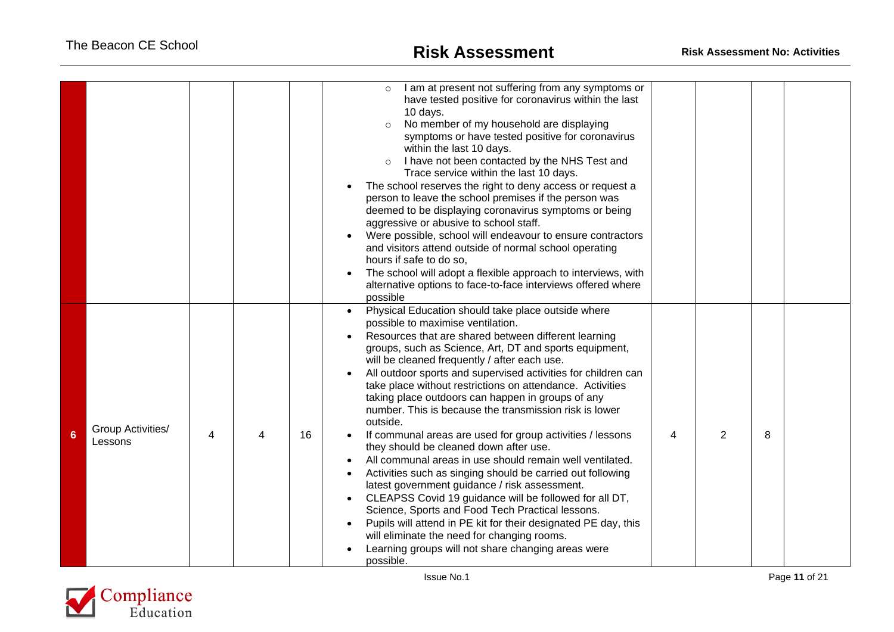| | | | | | | | | | |
|---|---|---|---|---|---|---|---|---|---|
| | | | | | <ul><li>I am at present not suffering from any symptoms or have tested positive for coronavirus within the last 10 days.</li><li>No member of my household are displaying symptoms or have tested positive for coronavirus within the last 10 days.</li><li>I have not been contacted by the NHS Test and Trace service within the last 10 days.</li></ul><br>• The school reserves the right to deny access or request a person to leave the school premises if the person was deemed to be displaying coronavirus symptoms or being aggressive or abusive to school staff.<br>• Were possible, school will endeavour to ensure contractors and visitors attend outside of normal school operating hours if safe to do so,<br>• The school will adopt a flexible approach to interviews, with alternative options to face-to-face interviews offered where possible | | | | |
| 6 | Group Activities/ Lessons | 4 | 4 | 16 | • Physical Education should take place outside where possible to maximise ventilation.<br>• Resources that are shared between different learning groups, such as Science, Art, DT and sports equipment, will be cleaned frequently / after each use.<br>• All outdoor sports and supervised activities for children can take place without restrictions on attendance. Activities taking place outdoors can happen in groups of any number. This is because the transmission risk is lower outside.<br>• If communal areas are used for group activities / lessons they should be cleaned down after use.<br>• All communal areas in use should remain well ventilated.<br>• Activities such as singing should be carried out following latest government guidance / risk assessment.<br>• CLEAPSS Covid 19 guidance will be followed for all DT, Science, Sports and Food Tech Practical lessons.<br>• Pupils will attend in PE kit for their designated PE day, this will eliminate the need for changing rooms.<br>• Learning groups will not share changing areas were possible. | 4 | 2 | 8 | |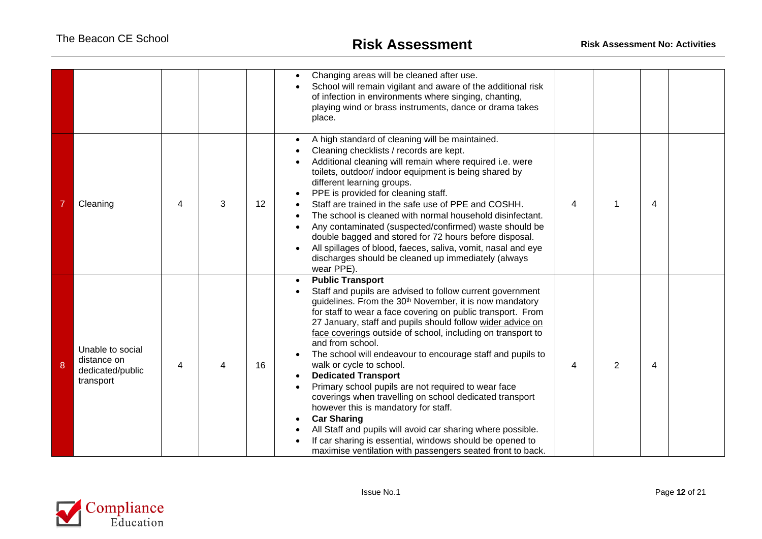| | | | | | | | | | |
|---|---|---|---|---|---|---|---|---|---|
| | | | | | • Changing areas will be cleaned after use.<br>• School will remain vigilant and aware of the additional risk of infection in environments where singing, chanting, playing wind or brass instruments, dance or drama takes place. | | | | |
| 7 | Cleaning | 4 | 3 | 12 | • A high standard of cleaning will be maintained.<br>• Cleaning checklists / records are kept.<br>• Additional cleaning will remain where required i.e. were toilets, outdoor/ indoor equipment is being shared by different learning groups.<br>• PPE is provided for cleaning staff.<br>• Staff are trained in the safe use of PPE and COSHH.<br>• The school is cleaned with normal household disinfectant.<br>• Any contaminated (suspected/confirmed) waste should be double bagged and stored for 72 hours before disposal.<br>• All spillages of blood, faeces, saliva, vomit, nasal and eye discharges should be cleaned up immediately (always wear PPE). | 4 | 1 | 4 | |
| 8 | Unable to social distance on dedicated/public transport | 4 | 4 | 16 | • **Public Transport**<br>• Staff and pupils are advised to follow current government guidelines. From the 30th November, it is now mandatory for staff to wear a face covering on public transport. From 27 January, staff and pupils should follow wider advice on face coverings outside of school, including on transport to and from school.<br>• The school will endeavour to encourage staff and pupils to walk or cycle to school.<br>• **Dedicated Transport**<br>• Primary school pupils are not required to wear face coverings when travelling on school dedicated transport however this is mandatory for staff.<br>• **Car Sharing**<br>• All Staff and pupils will avoid car sharing where possible.<br>• If car sharing is essential, windows should be opened to maximise ventilation with passengers seated front to back. | 4 | 2 | 4 | |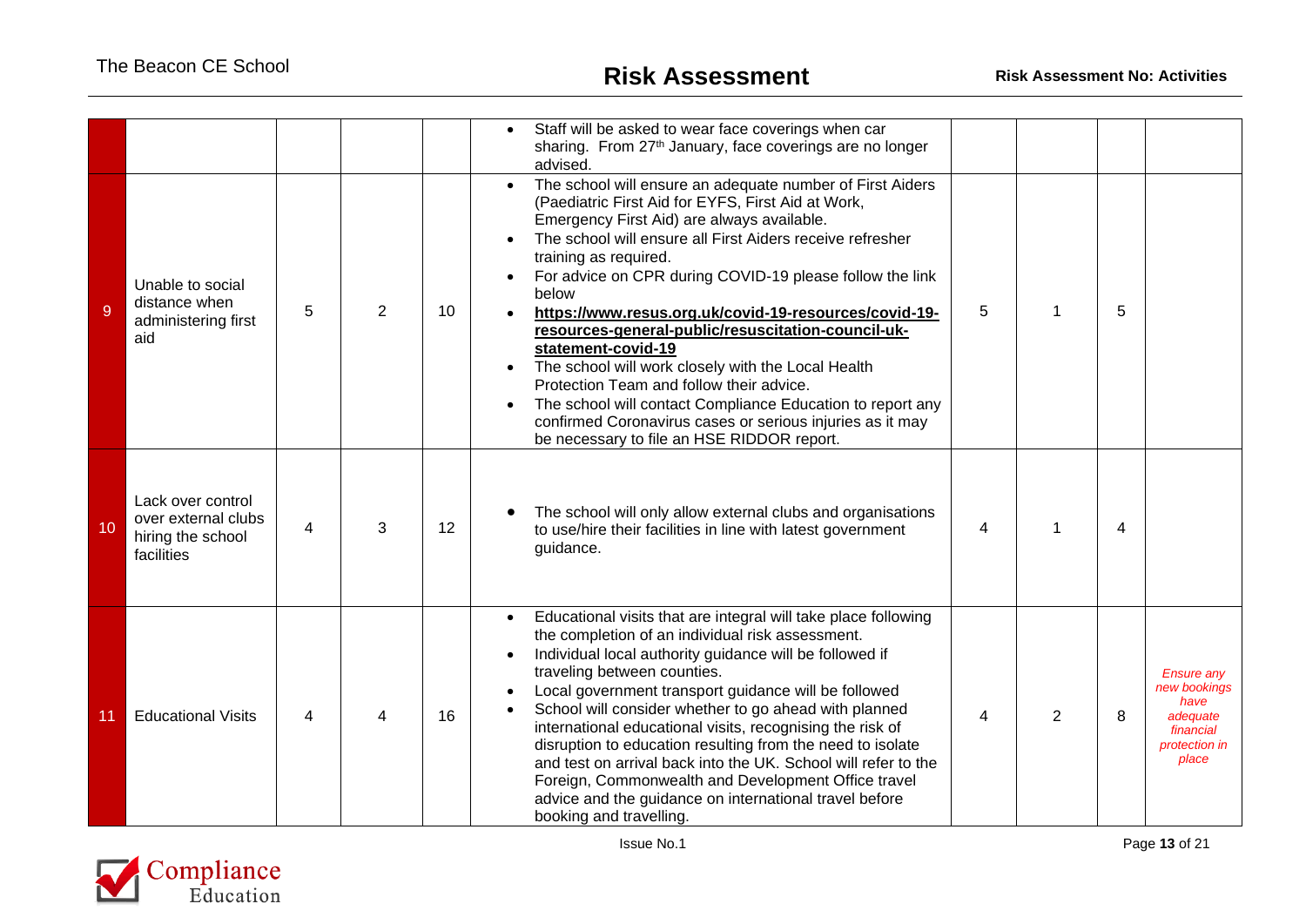| | | | | | | | | | |
|---|---|---|---|---|---|---|---|---|---|
| | | | | | • Staff will be asked to wear face coverings when car sharing. From 27th January, face coverings are no longer advised. | | | | |
| 9 | Unable to social distance when administering first aid | 5 | 2 | 10 | • The school will ensure an adequate number of First Aiders (Paediatric First Aid for EYFS, First Aid at Work, Emergency First Aid) are always available.<br>• The school will ensure all First Aiders receive refresher training as required.<br>• For advice on CPR during COVID-19 please follow the link below<br>• **https://www.resus.org.uk/covid-19-resources/covid-19-resources-general-public/resuscitation-council-uk-statement-covid-19**<br>• The school will work closely with the Local Health Protection Team and follow their advice.<br>• The school will contact Compliance Education to report any confirmed Coronavirus cases or serious injuries as it may be necessary to file an HSE RIDDOR report. | 5 | 1 | 5 | |
| 10 | Lack over control over external clubs hiring the school facilities | 4 | 3 | 12 | • The school will only allow external clubs and organisations to use/hire their facilities in line with latest government guidance. | 4 | 1 | 4 | |
| 11 | Educational Visits | 4 | 4 | 16 | • Educational visits that are integral will take place following the completion of an individual risk assessment.<br>• Individual local authority guidance will be followed if traveling between counties.<br>• Local government transport guidance will be followed<br>• School will consider whether to go ahead with planned international educational visits, recognising the risk of disruption to education resulting from the need to isolate and test on arrival back into the UK. School will refer to the Foreign, Commonwealth and Development Office travel advice and the guidance on international travel before booking and travelling. | 4 | 2 | 8 | *Ensure any new bookings have adequate financial protection in place* |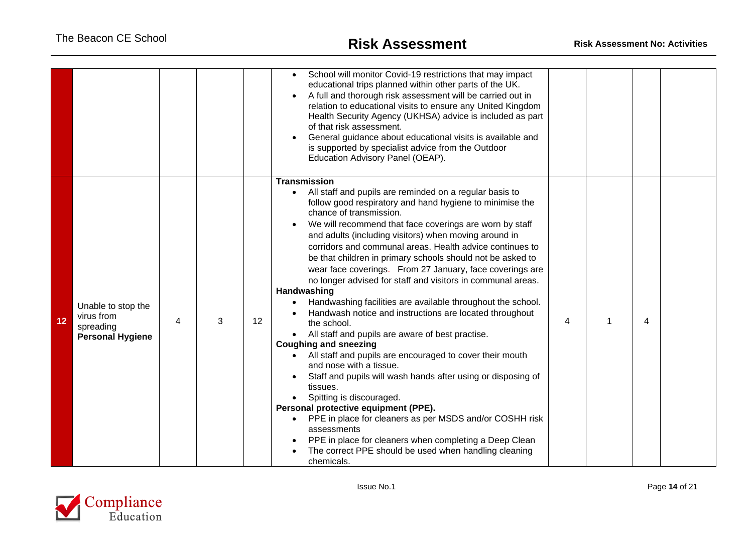| | | | | | | | | | |
|---|---|---|---|---|---|---|---|---|---|
| | | | | | • School will monitor Covid-19 restrictions that may impact educational trips planned within other parts of the UK.<br>• A full and thorough risk assessment will be carried out in relation to educational visits to ensure any United Kingdom Health Security Agency (UKHSA) advice is included as part of that risk assessment.<br>• General guidance about educational visits is available and is supported by specialist advice from the Outdoor Education Advisory Panel (OEAP). | | | | |
| **12** | Unable to stop the virus from spreading **Personal Hygiene** | 4 | 3 | 12 | **Transmission**<br>• All staff and pupils are reminded on a regular basis to follow good respiratory and hand hygiene to minimise the chance of transmission.<br>• We will recommend that face coverings are worn by staff and adults (including visitors) when moving around in corridors and communal areas. Health advice continues to be that children in primary schools should not be asked to wear face coverings. From 27 January, face coverings are no longer advised for staff and visitors in communal areas.<br>**Handwashing**<br>• Handwashing facilities are available throughout the school.<br>• Handwash notice and instructions are located throughout the school.<br>• All staff and pupils are aware of best practise.<br>**Coughing and sneezing**<br>• All staff and pupils are encouraged to cover their mouth and nose with a tissue.<br>• Staff and pupils will wash hands after using or disposing of tissues.<br>• Spitting is discouraged.<br>**Personal protective equipment (PPE).**<br>• PPE in place for cleaners as per MSDS and/or COSHH risk assessments<br>• PPE in place for cleaners when completing a Deep Clean<br>• The correct PPE should be used when handling cleaning chemicals. | 4 | 1 | 4 | |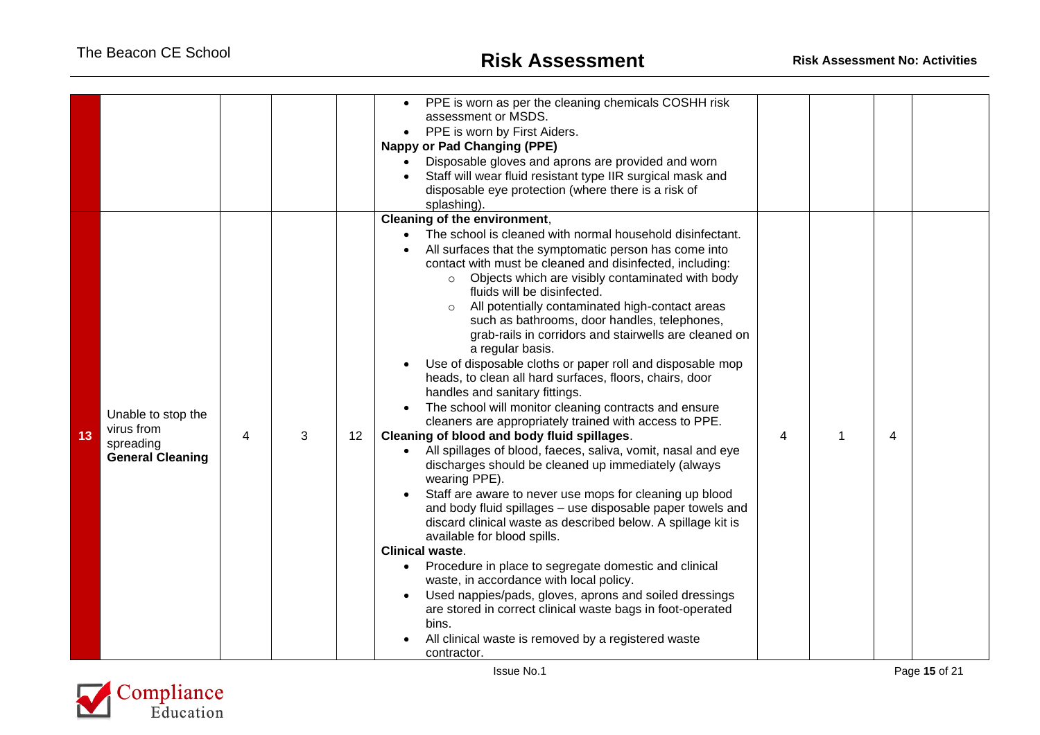| | | | | | | | | | |
|---|---|---|---|---|---|---|---|---|---|
| | | | | | • PPE is worn as per the cleaning chemicals COSHH risk assessment or MSDS.<br>• PPE is worn by First Aiders.<br>**Nappy or Pad Changing (PPE)**<br>• Disposable gloves and aprons are provided and worn<br>• Staff will wear fluid resistant type IIR surgical mask and disposable eye protection (where there is a risk of splashing). | | | | |
| **13** | Unable to stop the virus from spreading **General Cleaning** | 4 | 3 | 12 | **Cleaning of the environment**,<br>• The school is cleaned with normal household disinfectant.<br>• All surfaces that the symptomatic person has come into contact with must be cleaned and disinfected, including:<br>  ○ Objects which are visibly contaminated with body fluids will be disinfected.<br>  ○ All potentially contaminated high-contact areas such as bathrooms, door handles, telephones, grab-rails in corridors and stairwells are cleaned on a regular basis.<br>• Use of disposable cloths or paper roll and disposable mop heads, to clean all hard surfaces, floors, chairs, door handles and sanitary fittings.<br>• The school will monitor cleaning contracts and ensure cleaners are appropriately trained with access to PPE.<br>**Cleaning of blood and body fluid spillages**.<br>• All spillages of blood, faeces, saliva, vomit, nasal and eye discharges should be cleaned up immediately (always wearing PPE).<br>• Staff are aware to never use mops for cleaning up blood and body fluid spillages – use disposable paper towels and discard clinical waste as described below. A spillage kit is available for blood spills.<br>**Clinical waste**.<br>• Procedure in place to segregate domestic and clinical waste, in accordance with local policy.<br>• Used nappies/pads, gloves, aprons and soiled dressings are stored in correct clinical waste bags in foot-operated bins.<br>• All clinical waste is removed by a registered waste contractor. | 4 | 1 | 4 | |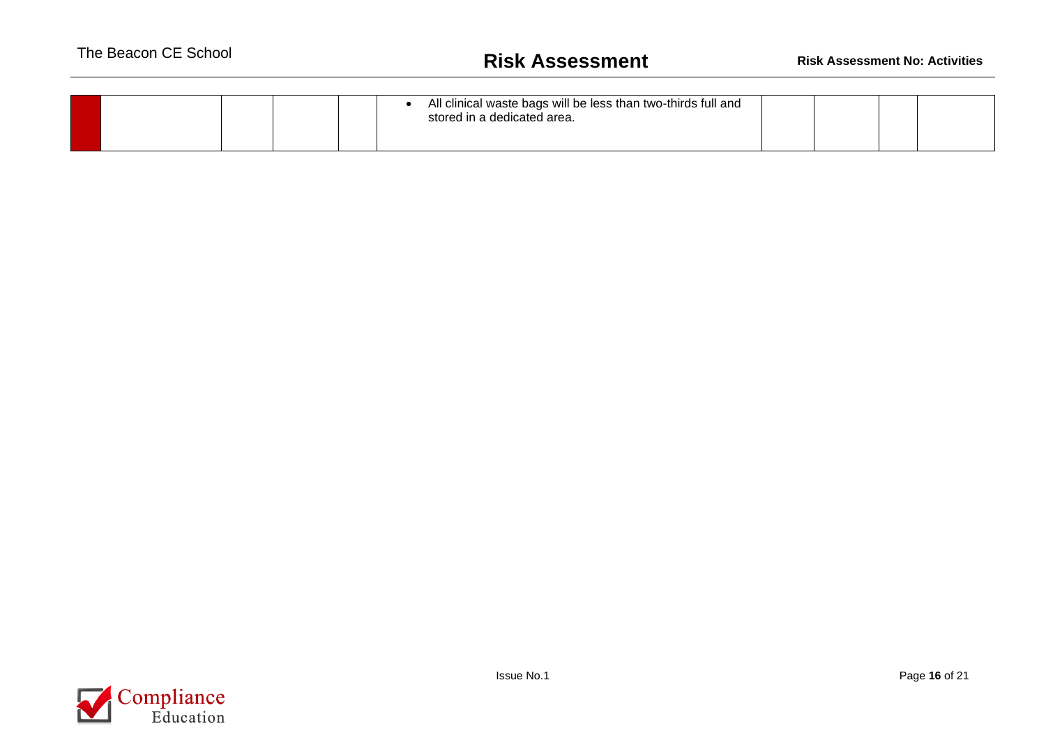|  |  |  |  |  |  |  |  |  |  |
|---|---|---|---|---|---|---|---|---|---|
|  |  |  |  |  | • All clinical waste bags will be less than two-thirds full and stored in a dedicated area. |  |  |  |  |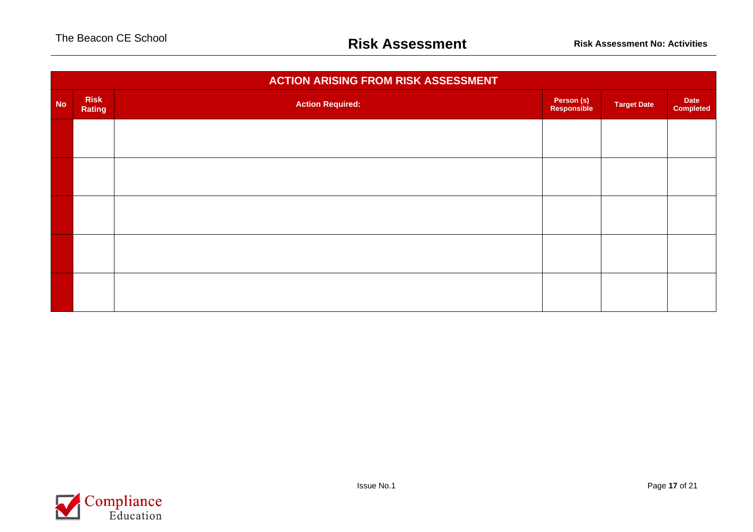| ACTION ARISING FROM RISK ASSESSMENT | | | | | |
|---|---|---|---|---|---|
| **No** | **Risk Rating** | **Action Required:** | **Person (s) Responsible** | **Target Date** | **Date Completed** |
| | | | | | |
| | | | | | |
| | | | | | |
| | | | | | |
| | | | | | |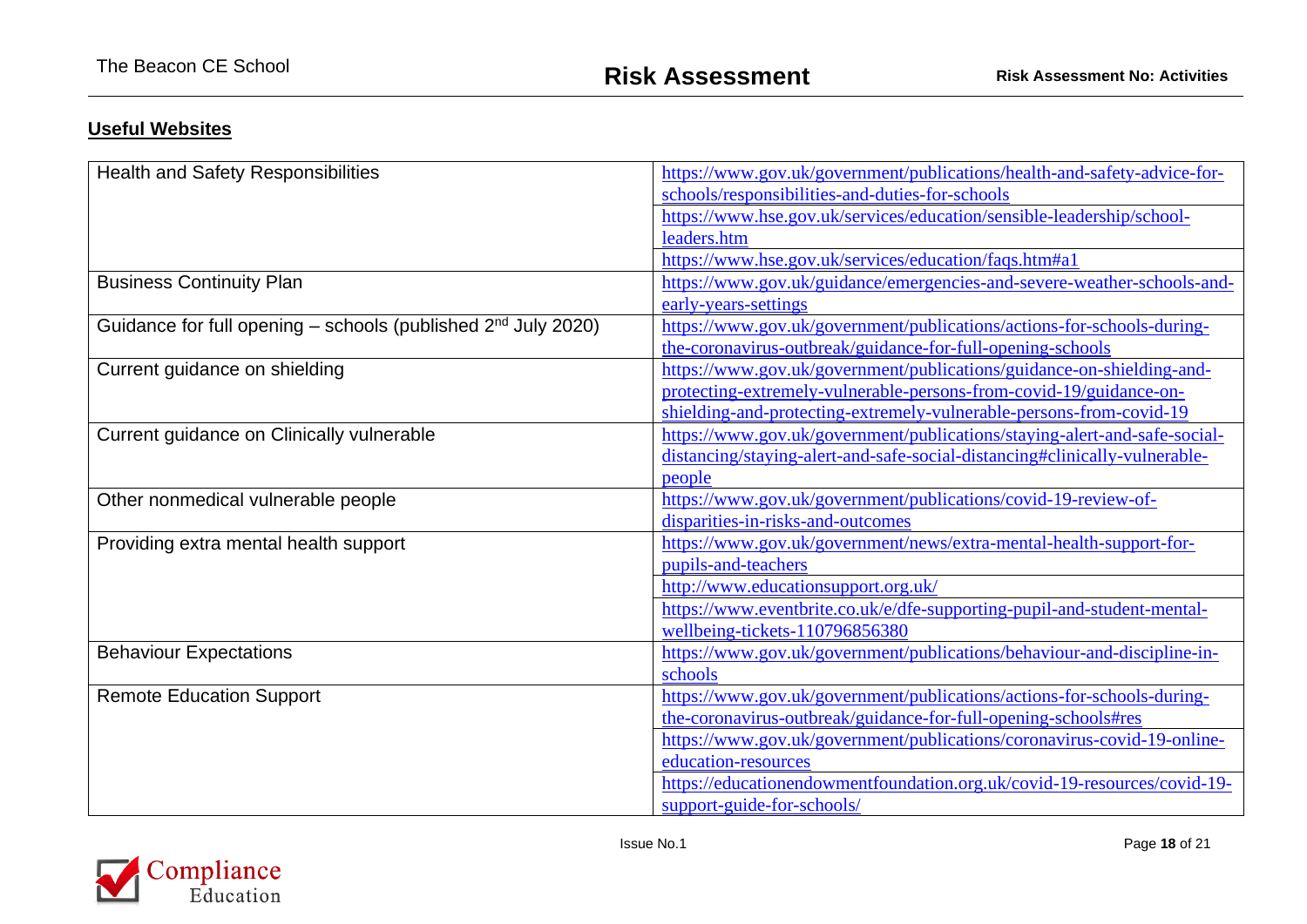## Useful Websites

| | |
|---|---|
| Health and Safety Responsibilities | https://www.gov.uk/government/publications/health-and-safety-advice-for-schools/responsibilities-and-duties-for-schools |
| | https://www.hse.gov.uk/services/education/sensible-leadership/school-leaders.htm |
| | https://www.hse.gov.uk/services/education/faqs.htm#a1 |
| Business Continuity Plan | https://www.gov.uk/guidance/emergencies-and-severe-weather-schools-and-early-years-settings |
| Guidance for full opening – schools (published 2nd July 2020) | https://www.gov.uk/government/publications/actions-for-schools-during-the-coronavirus-outbreak/guidance-for-full-opening-schools |
| Current guidance on shielding | https://www.gov.uk/government/publications/guidance-on-shielding-and-protecting-extremely-vulnerable-persons-from-covid-19/guidance-on-shielding-and-protecting-extremely-vulnerable-persons-from-covid-19 |
| Current guidance on Clinically vulnerable | https://www.gov.uk/government/publications/staying-alert-and-safe-social-distancing/staying-alert-and-safe-social-distancing#clinically-vulnerable-people |
| Other nonmedical vulnerable people | https://www.gov.uk/government/publications/covid-19-review-of-disparities-in-risks-and-outcomes |
| Providing extra mental health support | https://www.gov.uk/government/news/extra-mental-health-support-for-pupils-and-teachers |
| | http://www.educationsupport.org.uk/ |
| | https://www.eventbrite.co.uk/e/dfe-supporting-pupil-and-student-mental-wellbeing-tickets-110796856380 |
| Behaviour Expectations | https://www.gov.uk/government/publications/behaviour-and-discipline-in-schools |
| Remote Education Support | https://www.gov.uk/government/publications/actions-for-schools-during-the-coronavirus-outbreak/guidance-for-full-opening-schools#res |
| | https://www.gov.uk/government/publications/coronavirus-covid-19-online-education-resources |
| | https://educationendowmentfoundation.org.uk/covid-19-resources/covid-19-support-guide-for-schools/ |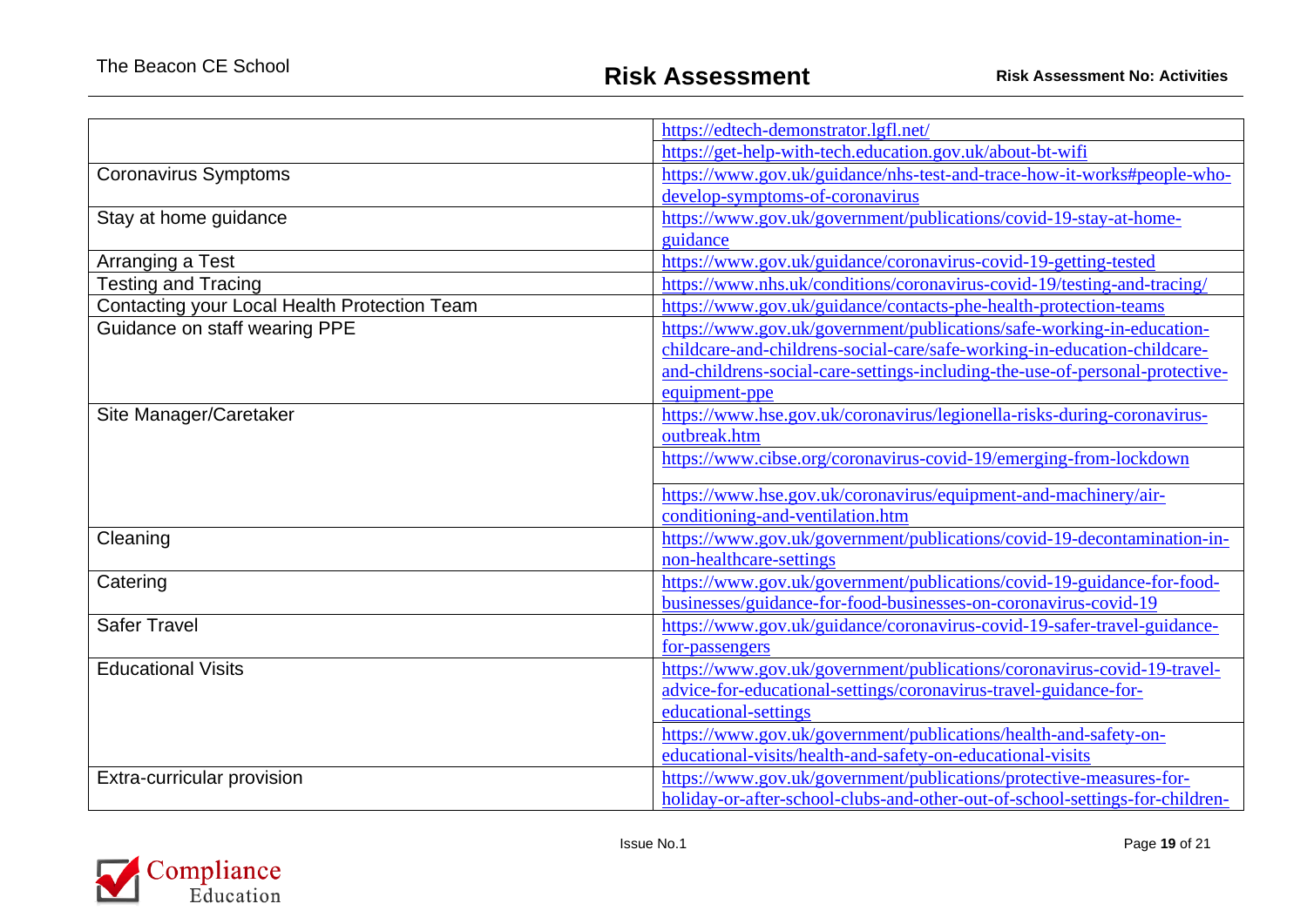| | |
|---|---|
| | https://edtech-demonstrator.lgfl.net/ |
| | https://get-help-with-tech.education.gov.uk/about-bt-wifi |
| Coronavirus Symptoms | https://www.gov.uk/guidance/nhs-test-and-trace-how-it-works#people-who-develop-symptoms-of-coronavirus |
| Stay at home guidance | https://www.gov.uk/government/publications/covid-19-stay-at-home-guidance |
| Arranging a Test | https://www.gov.uk/guidance/coronavirus-covid-19-getting-tested |
| Testing and Tracing | https://www.nhs.uk/conditions/coronavirus-covid-19/testing-and-tracing/ |
| Contacting your Local Health Protection Team | https://www.gov.uk/guidance/contacts-phe-health-protection-teams |
| Guidance on staff wearing PPE | https://www.gov.uk/government/publications/safe-working-in-education-childcare-and-childrens-social-care/safe-working-in-education-childcare-and-childrens-social-care-settings-including-the-use-of-personal-protective-equipment-ppe |
| Site Manager/Caretaker | https://www.hse.gov.uk/coronavirus/legionella-risks-during-coronavirus-outbreak.htm |
| | https://www.cibse.org/coronavirus-covid-19/emerging-from-lockdown |
| | https://www.hse.gov.uk/coronavirus/equipment-and-machinery/air-conditioning-and-ventilation.htm |
| Cleaning | https://www.gov.uk/government/publications/covid-19-decontamination-in-non-healthcare-settings |
| Catering | https://www.gov.uk/government/publications/covid-19-guidance-for-food-businesses/guidance-for-food-businesses-on-coronavirus-covid-19 |
| Safer Travel | https://www.gov.uk/guidance/coronavirus-covid-19-safer-travel-guidance-for-passengers |
| Educational Visits | https://www.gov.uk/government/publications/coronavirus-covid-19-travel-advice-for-educational-settings/coronavirus-travel-guidance-for-educational-settings |
| | https://www.gov.uk/government/publications/health-and-safety-on-educational-visits/health-and-safety-on-educational-visits |
| Extra-curricular provision | https://www.gov.uk/government/publications/protective-measures-for-holiday-or-after-school-clubs-and-other-out-of-school-settings-for-children- |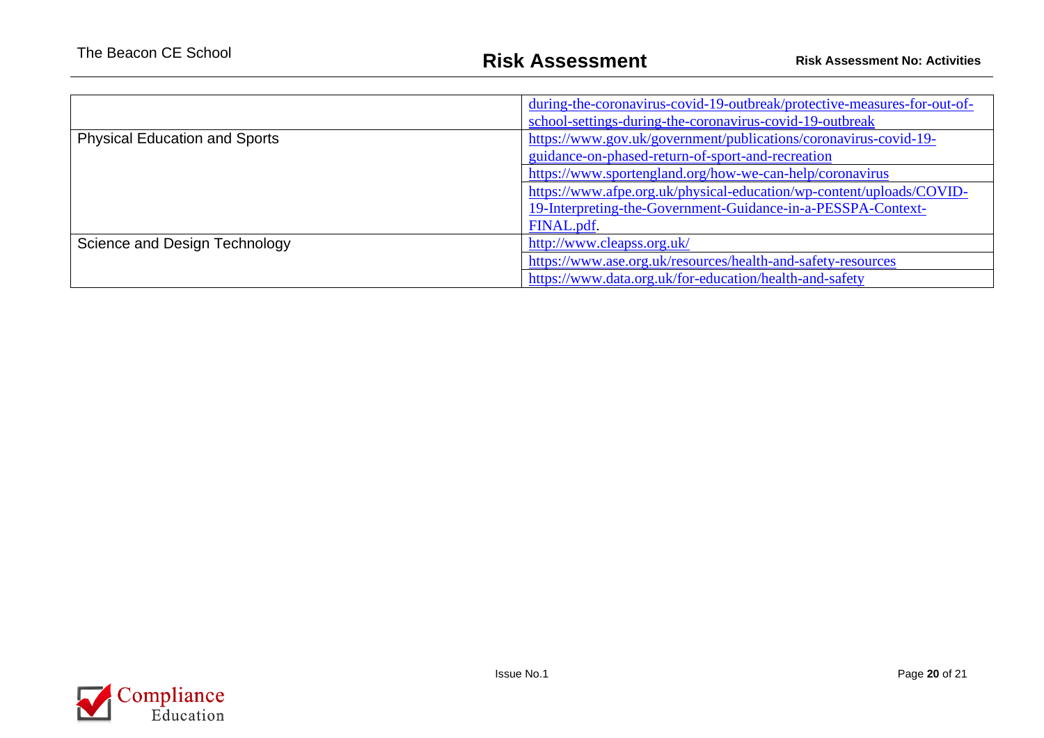| | |
|---|---|
| | during-the-coronavirus-covid-19-outbreak/protective-measures-for-out-of-school-settings-during-the-coronavirus-covid-19-outbreak |
| Physical Education and Sports | https://www.gov.uk/government/publications/coronavirus-covid-19-guidance-on-phased-return-of-sport-and-recreation |
| | https://www.sportengland.org/how-we-can-help/coronavirus |
| | https://www.afpe.org.uk/physical-education/wp-content/uploads/COVID-19-Interpreting-the-Government-Guidance-in-a-PESSPA-Context-FINAL.pdf. |
| Science and Design Technology | http://www.cleapss.org.uk/ |
| | https://www.ase.org.uk/resources/health-and-safety-resources |
| | https://www.data.org.uk/for-education/health-and-safety |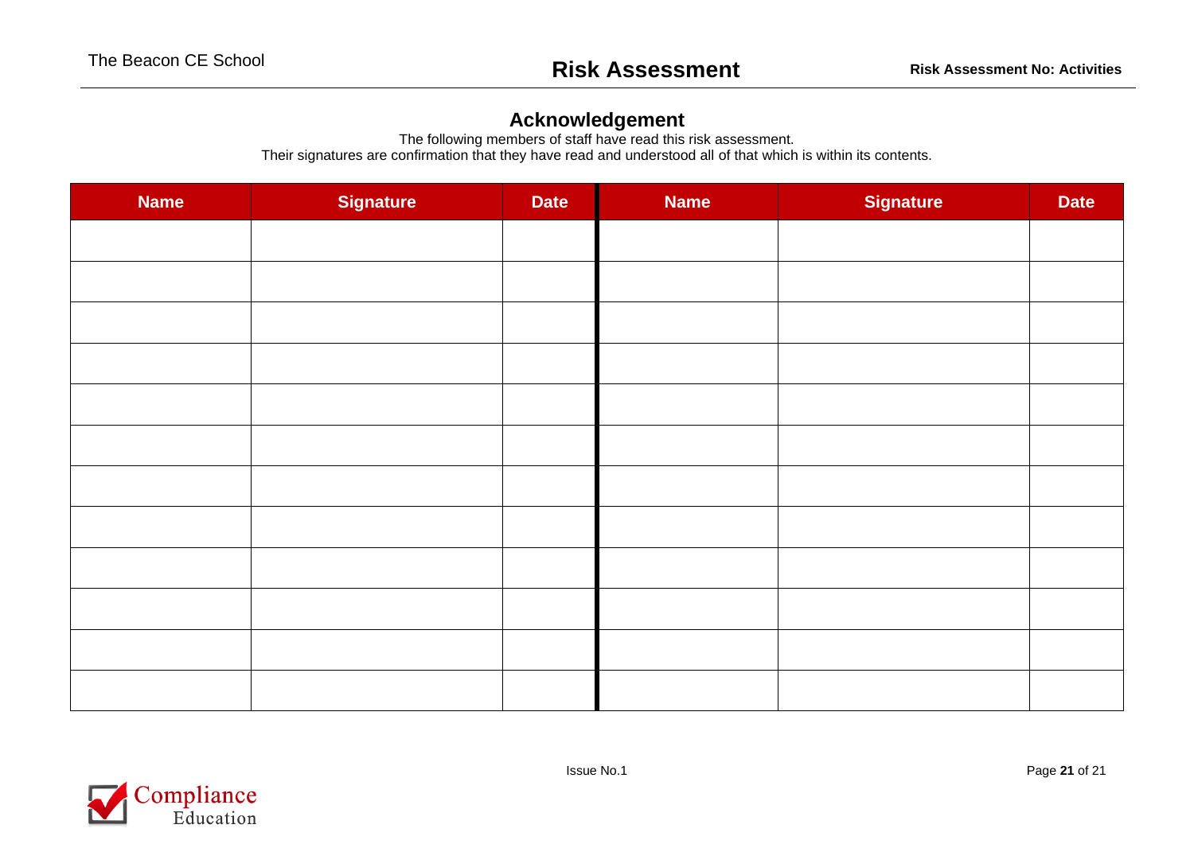## Acknowledgement

The following members of staff have read this risk assessment.
Their signatures are confirmation that they have read and understood all of that which is within its contents.

| Name | Signature | Date | Name | Signature | Date |
|---|---|---|---|---|---|
| | | | | | |
| | | | | | |
| | | | | | |
| | | | | | |
| | | | | | |
| | | | | | |
| | | | | | |
| | | | | | |
| | | | | | |
| | | | | | |
| | | | | | |
| | | | | | |